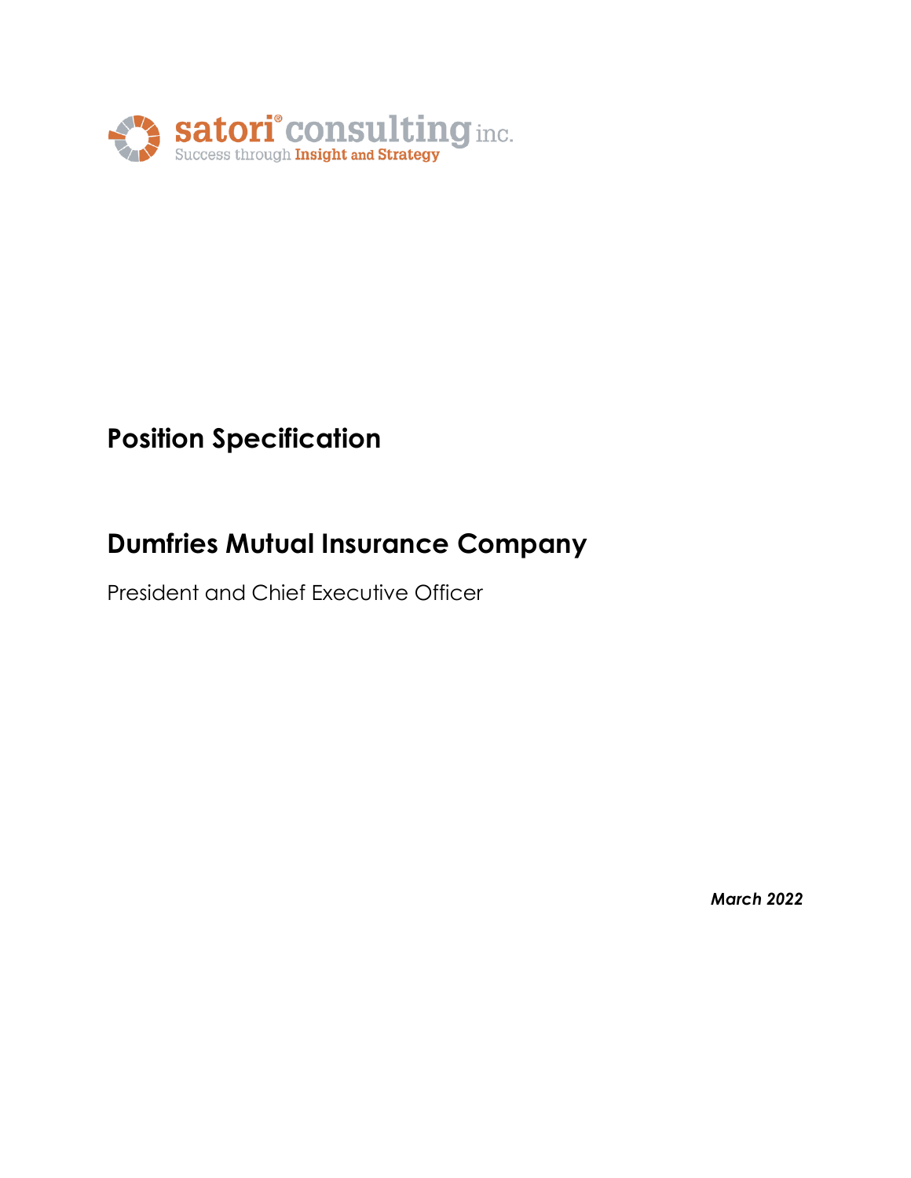satori® consulting inc.
Success through Insight and Strategy

# Position Specification

# Dumfries Mutual Insurance Company

President and Chief Executive Officer

***March 2022***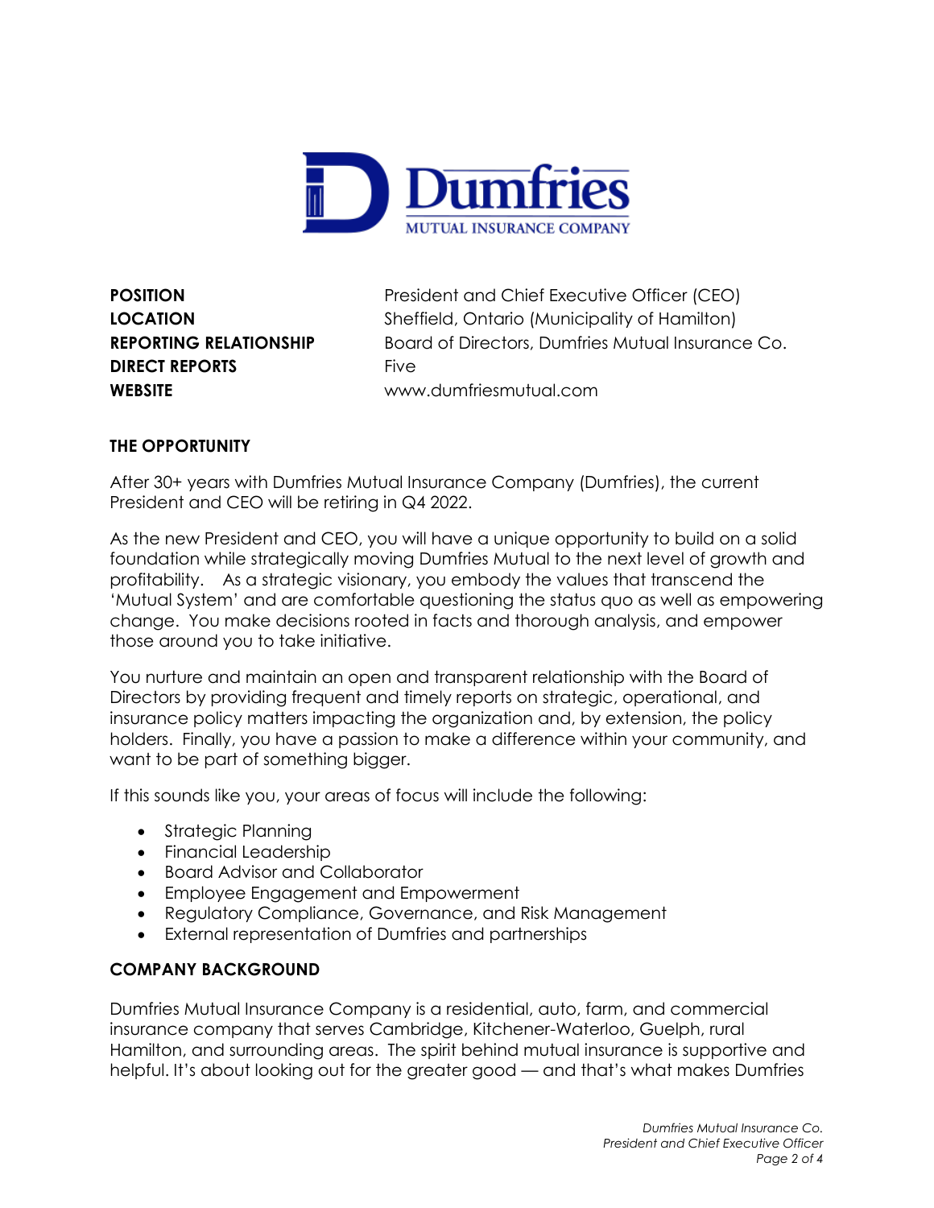**POSITION** President and Chief Executive Officer (CEO)
**LOCATION** Sheffield, Ontario (Municipality of Hamilton)
**REPORTING RELATIONSHIP** Board of Directors, Dumfries Mutual Insurance Co.
**DIRECT REPORTS** Five
**WEBSITE** www.dumfriesmutual.com

## THE OPPORTUNITY

After 30+ years with Dumfries Mutual Insurance Company (Dumfries), the current President and CEO will be retiring in Q4 2022.

As the new President and CEO, you will have a unique opportunity to build on a solid foundation while strategically moving Dumfries Mutual to the next level of growth and profitability. As a strategic visionary, you embody the values that transcend the 'Mutual System' and are comfortable questioning the status quo as well as empowering change. You make decisions rooted in facts and thorough analysis, and empower those around you to take initiative.

You nurture and maintain an open and transparent relationship with the Board of Directors by providing frequent and timely reports on strategic, operational, and insurance policy matters impacting the organization and, by extension, the policy holders. Finally, you have a passion to make a difference within your community, and want to be part of something bigger.

If this sounds like you, your areas of focus will include the following:

- Strategic Planning
- Financial Leadership
- Board Advisor and Collaborator
- Employee Engagement and Empowerment
- Regulatory Compliance, Governance, and Risk Management
- External representation of Dumfries and partnerships

## COMPANY BACKGROUND

Dumfries Mutual Insurance Company is a residential, auto, farm, and commercial insurance company that serves Cambridge, Kitchener-Waterloo, Guelph, rural Hamilton, and surrounding areas. The spirit behind mutual insurance is supportive and helpful. It's about looking out for the greater good — and that's what makes Dumfries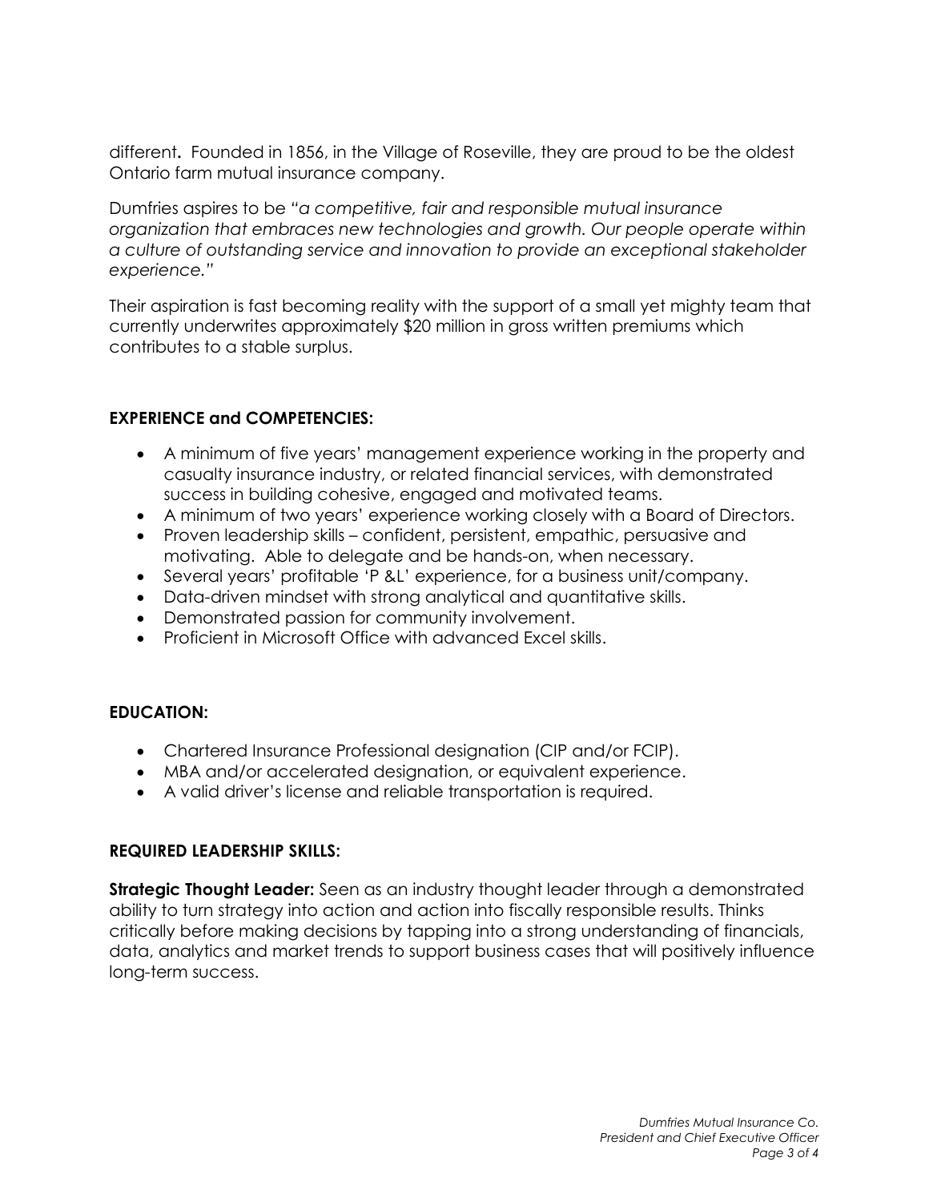different**.** Founded in 1856, in the Village of Roseville, they are proud to be the oldest Ontario farm mutual insurance company.

Dumfries aspires to be *"a competitive, fair and responsible mutual insurance organization that embraces new technologies and growth. Our people operate within a culture of outstanding service and innovation to provide an exceptional stakeholder experience."*

Their aspiration is fast becoming reality with the support of a small yet mighty team that currently underwrites approximately $20 million in gross written premiums which contributes to a stable surplus.

## EXPERIENCE and COMPETENCIES:

- A minimum of five years' management experience working in the property and casualty insurance industry, or related financial services, with demonstrated success in building cohesive, engaged and motivated teams.
- A minimum of two years' experience working closely with a Board of Directors.
- Proven leadership skills – confident, persistent, empathic, persuasive and motivating. Able to delegate and be hands-on, when necessary.
- Several years' profitable 'P &L' experience, for a business unit/company.
- Data-driven mindset with strong analytical and quantitative skills.
- Demonstrated passion for community involvement.
- Proficient in Microsoft Office with advanced Excel skills.

## EDUCATION:

- Chartered Insurance Professional designation (CIP and/or FCIP).
- MBA and/or accelerated designation, or equivalent experience.
- A valid driver's license and reliable transportation is required.

## REQUIRED LEADERSHIP SKILLS:

**Strategic Thought Leader:** Seen as an industry thought leader through a demonstrated ability to turn strategy into action and action into fiscally responsible results. Thinks critically before making decisions by tapping into a strong understanding of financials, data, analytics and market trends to support business cases that will positively influence long-term success.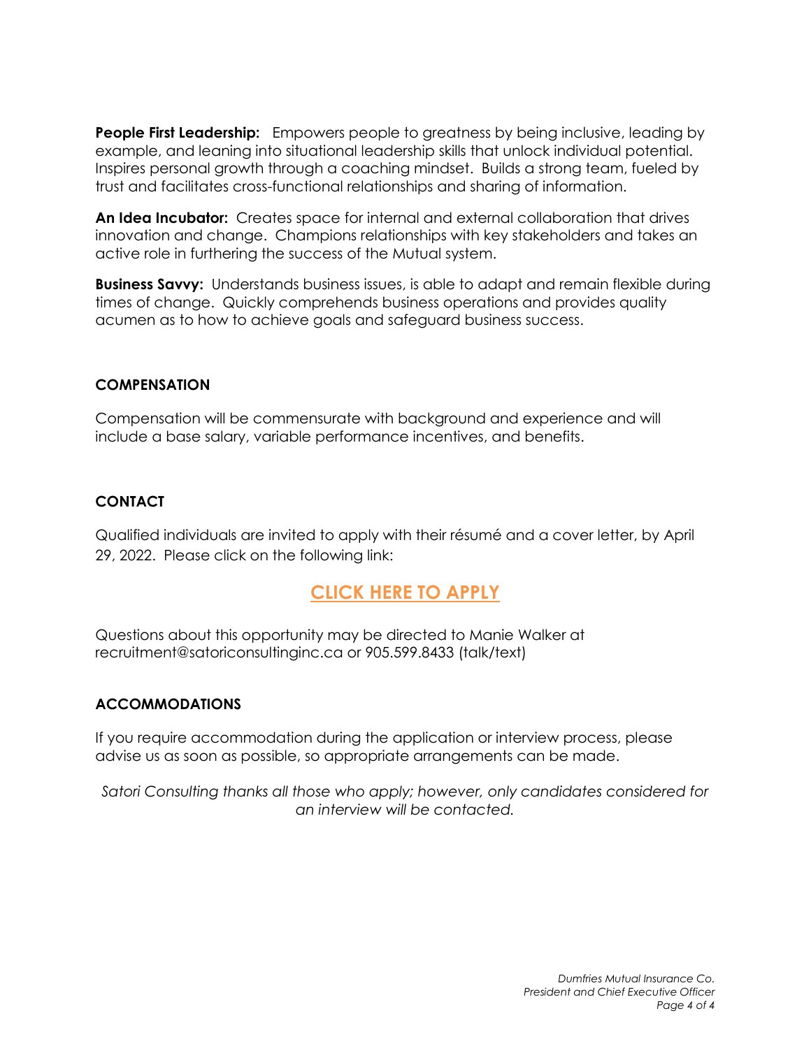**People First Leadership:** Empowers people to greatness by being inclusive, leading by example, and leaning into situational leadership skills that unlock individual potential. Inspires personal growth through a coaching mindset. Builds a strong team, fueled by trust and facilitates cross-functional relationships and sharing of information.

**An Idea Incubator:** Creates space for internal and external collaboration that drives innovation and change. Champions relationships with key stakeholders and takes an active role in furthering the success of the Mutual system.

**Business Savvy:** Understands business issues, is able to adapt and remain flexible during times of change. Quickly comprehends business operations and provides quality acumen as to how to achieve goals and safeguard business success.

## COMPENSATION

Compensation will be commensurate with background and experience and will include a base salary, variable performance incentives, and benefits.

## CONTACT

Qualified individuals are invited to apply with their résumé and a cover letter, by April 29, 2022. Please click on the following link:

**CLICK HERE TO APPLY**

Questions about this opportunity may be directed to Manie Walker at recruitment@satoriconsultinginc.ca or 905.599.8433 (talk/text)

## ACCOMMODATIONS

If you require accommodation during the application or interview process, please advise us as soon as possible, so appropriate arrangements can be made.

*Satori Consulting thanks all those who apply; however, only candidates considered for an interview will be contacted.*